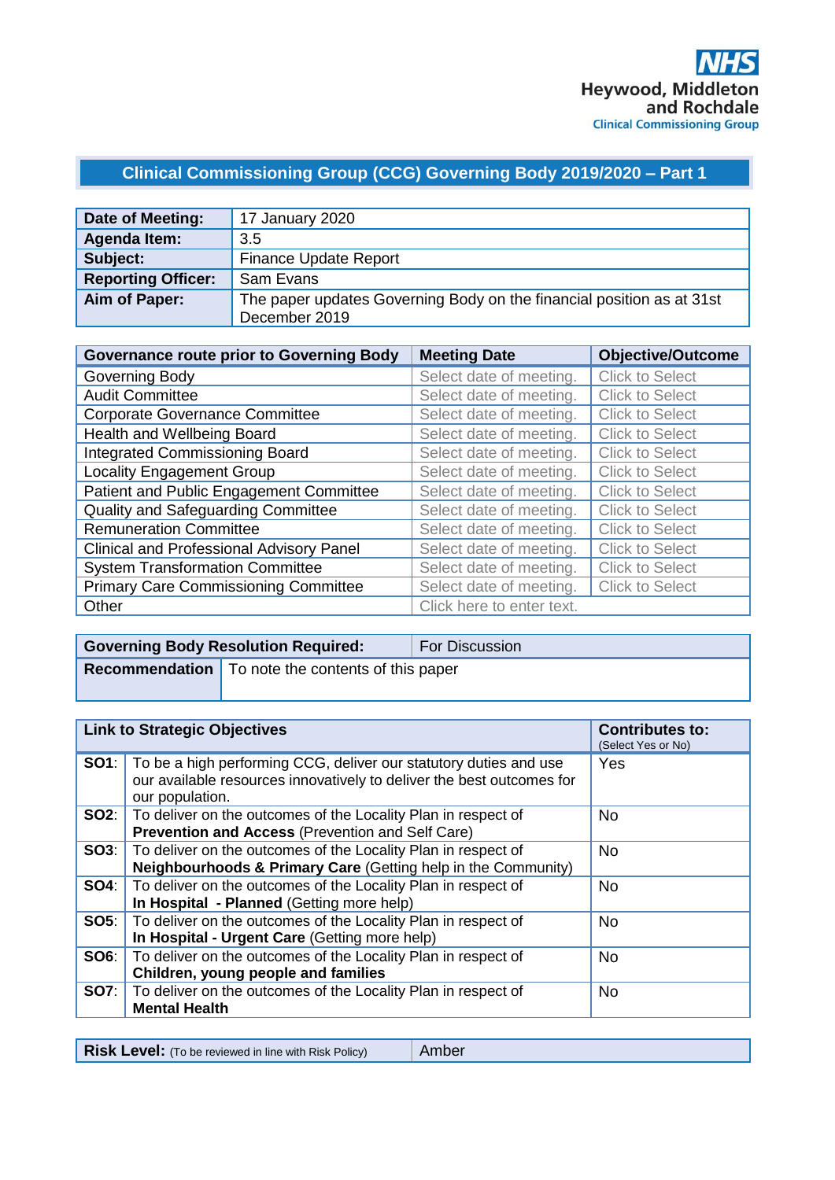NHS
Heywood, Middleton and Rochdale
Clinical Commissioning Group

## Clinical Commissioning Group (CCG) Governing Body 2019/2020 – Part 1

| **Date of Meeting:** | 17 January 2020 |
|---|---|
| **Agenda Item:** | 3.5 |
| **Subject:** | Finance Update Report |
| **Reporting Officer:** | Sam Evans |
| **Aim of Paper:** | The paper updates Governing Body on the financial position as at 31st December 2019 |

| **Governance route prior to Governing Body** | **Meeting Date** | **Objective/Outcome** |
|---|---|---|
| Governing Body | Select date of meeting. | Click to Select |
| Audit Committee | Select date of meeting. | Click to Select |
| Corporate Governance Committee | Select date of meeting. | Click to Select |
| Health and Wellbeing Board | Select date of meeting. | Click to Select |
| Integrated Commissioning Board | Select date of meeting. | Click to Select |
| Locality Engagement Group | Select date of meeting. | Click to Select |
| Patient and Public Engagement Committee | Select date of meeting. | Click to Select |
| Quality and Safeguarding Committee | Select date of meeting. | Click to Select |
| Remuneration Committee | Select date of meeting. | Click to Select |
| Clinical and Professional Advisory Panel | Select date of meeting. | Click to Select |
| System Transformation Committee | Select date of meeting. | Click to Select |
| Primary Care Commissioning Committee | Select date of meeting. | Click to Select |
| Other | Click here to enter text. | |

| **Governing Body Resolution Required:** | For Discussion |
|---|---|
| **Recommendation** | To note the contents of this paper |

| **Link to Strategic Objectives** | | **Contributes to:** (Select Yes or No) |
|---|---|---|
| **SO1**: | To be a high performing CCG, deliver our statutory duties and use our available resources innovatively to deliver the best outcomes for our population. | Yes |
| **SO2**: | To deliver on the outcomes of the Locality Plan in respect of **Prevention and Access** (Prevention and Self Care) | No |
| **SO3**: | To deliver on the outcomes of the Locality Plan in respect of **Neighbourhoods & Primary Care** (Getting help in the Community) | No |
| **SO4**: | To deliver on the outcomes of the Locality Plan in respect of **In Hospital - Planned** (Getting more help) | No |
| **SO5**: | To deliver on the outcomes of the Locality Plan in respect of **In Hospital - Urgent Care** (Getting more help) | No |
| **SO6**: | To deliver on the outcomes of the Locality Plan in respect of **Children, young people and families** | No |
| **SO7**: | To deliver on the outcomes of the Locality Plan in respect of **Mental Health** | No |

| **Risk Level:** (To be reviewed in line with Risk Policy) | Amber |
|---|---|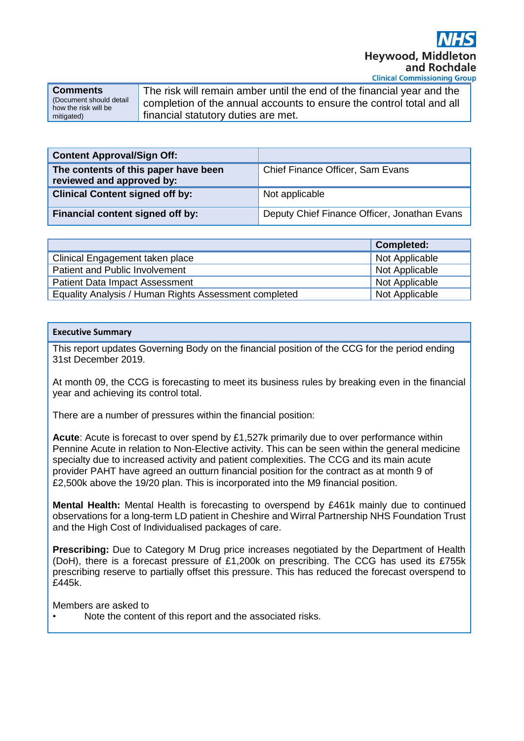| **Comments** (Document should detail how the risk will be mitigated) | The risk will remain amber until the end of the financial year and the completion of the annual accounts to ensure the control total and all financial statutory duties are met. |
|---|---|

| **Content Approval/Sign Off:** | |
|---|---|
| **The contents of this paper have been reviewed and approved by:** | Chief Finance Officer, Sam Evans |
| **Clinical Content signed off by:** | Not applicable |
| **Financial content signed off by:** | Deputy Chief Finance Officer, Jonathan Evans |

| | **Completed:** |
|---|---|
| Clinical Engagement taken place | Not Applicable |
| Patient and Public Involvement | Not Applicable |
| Patient Data Impact Assessment | Not Applicable |
| Equality Analysis / Human Rights Assessment completed | Not Applicable |

**Executive Summary**

This report updates Governing Body on the financial position of the CCG for the period ending 31st December 2019.

At month 09, the CCG is forecasting to meet its business rules by breaking even in the financial year and achieving its control total.

There are a number of pressures within the financial position:

**Acute**: Acute is forecast to over spend by £1,527k primarily due to over performance within Pennine Acute in relation to Non-Elective activity. This can be seen within the general medicine specialty due to increased activity and patient complexities. The CCG and its main acute provider PAHT have agreed an outturn financial position for the contract as at month 9 of £2,500k above the 19/20 plan. This is incorporated into the M9 financial position.

**Mental Health:** Mental Health is forecasting to overspend by £461k mainly due to continued observations for a long-term LD patient in Cheshire and Wirral Partnership NHS Foundation Trust and the High Cost of Individualised packages of care.

**Prescribing:** Due to Category M Drug price increases negotiated by the Department of Health (DoH), there is a forecast pressure of £1,200k on prescribing. The CCG has used its £755k prescribing reserve to partially offset this pressure. This has reduced the forecast overspend to £445k.

Members are asked to

- Note the content of this report and the associated risks.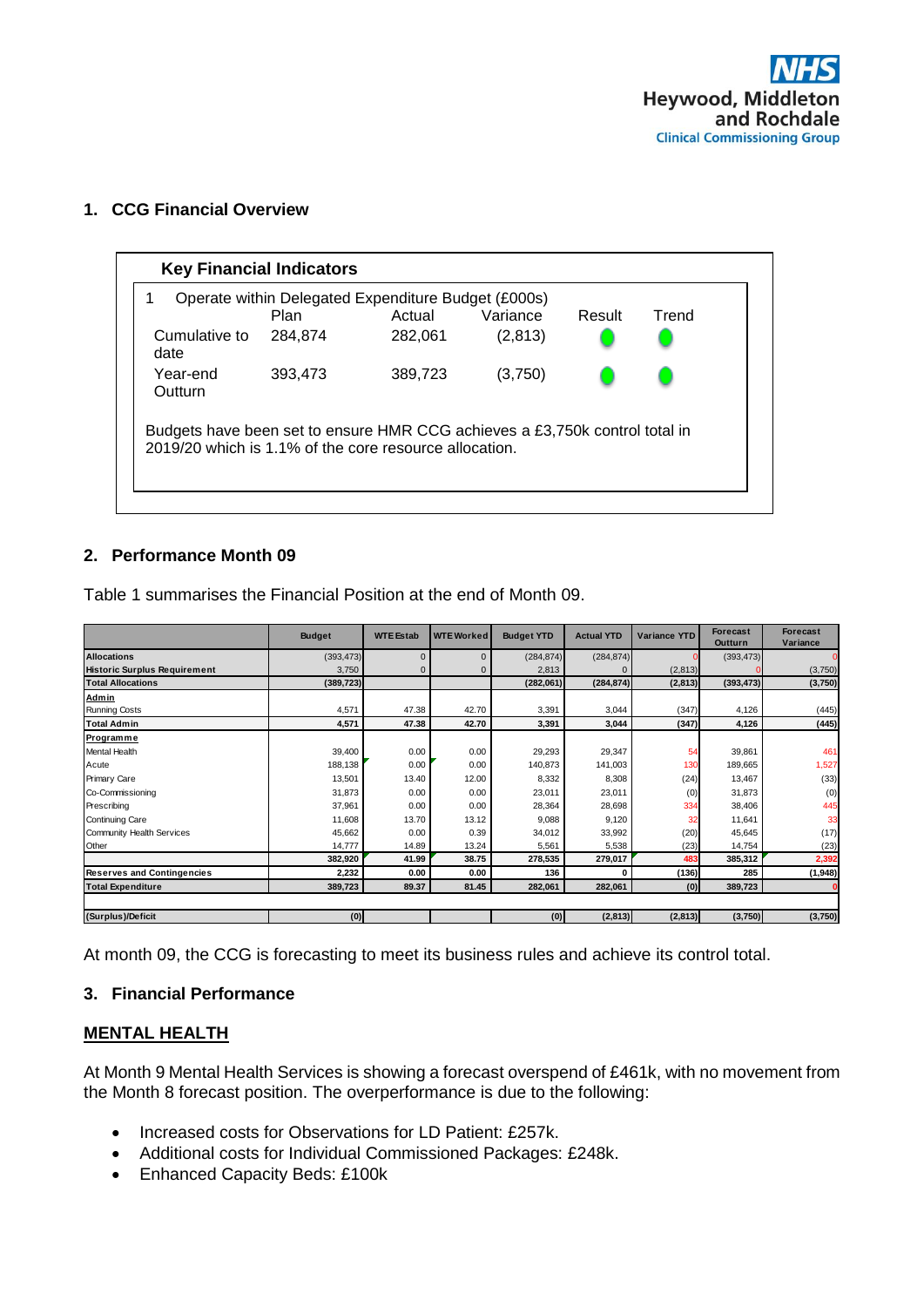Heywood, Middleton and Rochdale
Clinical Commissioning Group

## 1. CCG Financial Overview

**Key Financial Indicators**

1 Operate within Delegated Expenditure Budget (£000s)

| | Plan | Actual | Variance | Result | Trend |
|---|---|---|---|---|---|
| Cumulative to date | 284,874 | 282,061 | (2,813) | ● | ● |
| Year-end Outturn | 393,473 | 389,723 | (3,750) | ● | ● |

Budgets have been set to ensure HMR CCG achieves a £3,750k control total in 2019/20 which is 1.1% of the core resource allocation.

## 2. Performance Month 09

Table 1 summarises the Financial Position at the end of Month 09.

| | Budget | WTE Estab | WTE Worked | Budget YTD | Actual YTD | Variance YTD | Forecast Outturn | Forecast Variance |
|---|---|---|---|---|---|---|---|---|
| **Allocations** | (393,473) | 0 | 0 | (284,874) | (284,874) | 0 | (393,473) | 0 |
| **Historic Surplus Requirement** | 3,750 | 0 | 0 | 2,813 | 0 | (2,813) | 0 | (3,750) |
| **Total Allocations** | **(389,723)** | | | **(282,061)** | **(284,874)** | **(2,813)** | **(393,473)** | **(3,750)** |
| **Admin** | | | | | | | | |
| Running Costs | 4,571 | 47.38 | 42.70 | 3,391 | 3,044 | (347) | 4,126 | (445) |
| **Total Admin** | **4,571** | **47.38** | **42.70** | **3,391** | **3,044** | **(347)** | **4,126** | **(445)** |
| **Programme** | | | | | | | | |
| Mental Health | 39,400 | 0.00 | 0.00 | 29,293 | 29,347 | 54 | 39,861 | 461 |
| Acute | 188,138 | 0.00 | 0.00 | 140,873 | 141,003 | 130 | 189,665 | 1,527 |
| Primary Care | 13,501 | 13.40 | 12.00 | 8,332 | 8,308 | (24) | 13,467 | (33) |
| Co-Commissioning | 31,873 | 0.00 | 0.00 | 23,011 | 23,011 | (0) | 31,873 | (0) |
| Prescribing | 37,961 | 0.00 | 0.00 | 28,364 | 28,698 | 334 | 38,406 | 445 |
| Continuing Care | 11,608 | 13.70 | 13.12 | 9,088 | 9,120 | 32 | 11,641 | 33 |
| Community Health Services | 45,662 | 0.00 | 0.39 | 34,012 | 33,992 | (20) | 45,645 | (17) |
| Other | 14,777 | 14.89 | 13.24 | 5,561 | 5,538 | (23) | 14,754 | (23) |
| | **382,920** | **41.99** | **38.75** | **278,535** | **279,017** | **483** | **385,312** | **2,392** |
| **Reserves and Contingencies** | **2,232** | **0.00** | **0.00** | **136** | **0** | **(136)** | **285** | **(1,948)** |
| **Total Expenditure** | **389,723** | **89.37** | **81.45** | **282,061** | **282,061** | **(0)** | **389,723** | **0** |
| | | | | | | | | |
| **(Surplus)/Deficit** | **(0)** | | | **(0)** | **(2,813)** | **(2,813)** | **(3,750)** | **(3,750)** |

At month 09, the CCG is forecasting to meet its business rules and achieve its control total.

## 3. Financial Performance

**MENTAL HEALTH**

At Month 9 Mental Health Services is showing a forecast overspend of £461k, with no movement from the Month 8 forecast position. The overperformance is due to the following:

- Increased costs for Observations for LD Patient: £257k.
- Additional costs for Individual Commissioned Packages: £248k.
- Enhanced Capacity Beds: £100k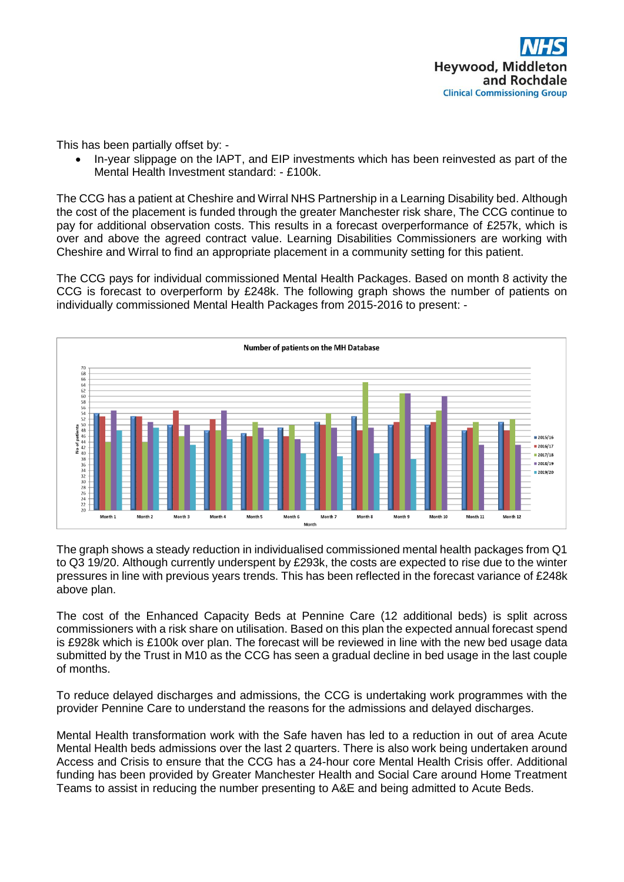This has been partially offset by: -

- In-year slippage on the IAPT, and EIP investments which has been reinvested as part of the Mental Health Investment standard: - £100k.

The CCG has a patient at Cheshire and Wirral NHS Partnership in a Learning Disability bed. Although the cost of the placement is funded through the greater Manchester risk share, The CCG continue to pay for additional observation costs. This results in a forecast overperformance of £257k, which is over and above the agreed contract value. Learning Disabilities Commissioners are working with Cheshire and Wirral to find an appropriate placement in a community setting for this patient.

The CCG pays for individual commissioned Mental Health Packages. Based on month 8 activity the CCG is forecast to overperform by £248k. The following graph shows the number of patients on individually commissioned Mental Health Packages from 2015-2016 to present: -

The graph shows a steady reduction in individualised commissioned mental health packages from Q1 to Q3 19/20. Although currently underspent by £293k, the costs are expected to rise due to the winter pressures in line with previous years trends. This has been reflected in the forecast variance of £248k above plan.

The cost of the Enhanced Capacity Beds at Pennine Care (12 additional beds) is split across commissioners with a risk share on utilisation. Based on this plan the expected annual forecast spend is £928k which is £100k over plan. The forecast will be reviewed in line with the new bed usage data submitted by the Trust in M10 as the CCG has seen a gradual decline in bed usage in the last couple of months.

To reduce delayed discharges and admissions, the CCG is undertaking work programmes with the provider Pennine Care to understand the reasons for the admissions and delayed discharges.

Mental Health transformation work with the Safe haven has led to a reduction in out of area Acute Mental Health beds admissions over the last 2 quarters. There is also work being undertaken around Access and Crisis to ensure that the CCG has a 24-hour core Mental Health Crisis offer. Additional funding has been provided by Greater Manchester Health and Social Care around Home Treatment Teams to assist in reducing the number presenting to A&E and being admitted to Acute Beds.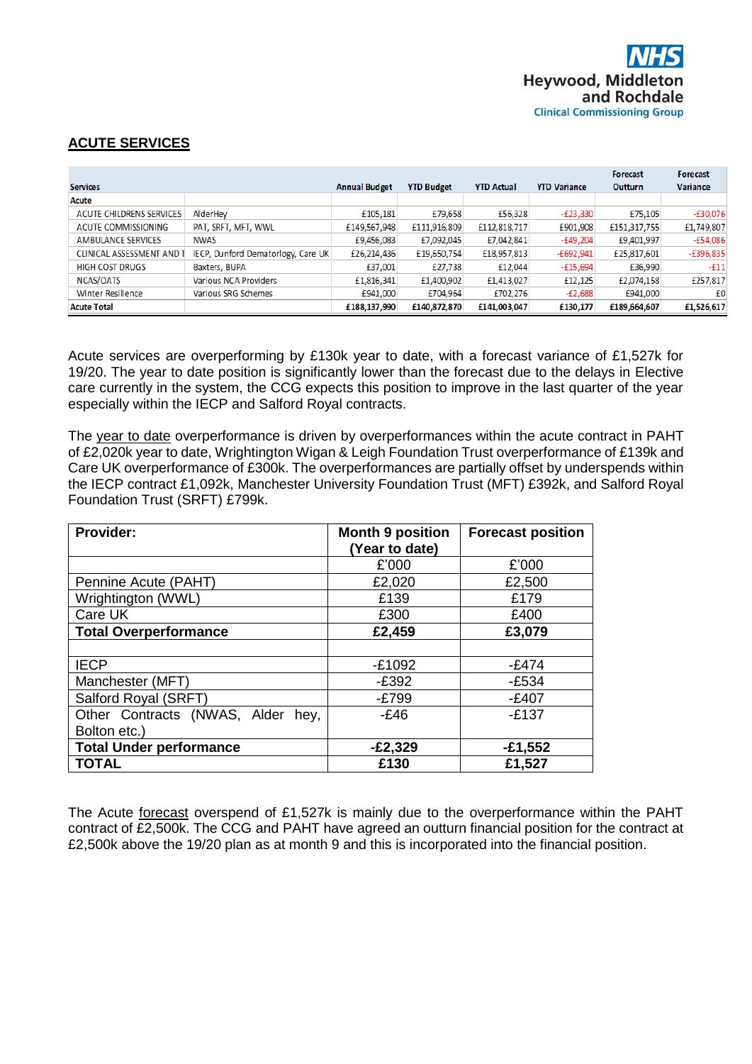## ACUTE SERVICES

| Services | | Annual Budget | YTD Budget | YTD Actual | YTD Variance | Forecast Outturn | Forecast Variance |
|---|---|---|---|---|---|---|---|
| **Acute** | | | | | | | |
| ACUTE CHILDRENS SERVICES | AlderHey | £105,181 | £79,658 | £56,328 | -£23,330 | £75,105 | -£30,076 |
| ACUTE COMMISSIONING | PAT, SRFT, MFT, WWL | £149,567,948 | £111,916,809 | £112,818,717 | £901,908 | £151,317,755 | £1,749,807 |
| AMBULANCE SERVICES | NWAS | £9,456,083 | £7,092,045 | £7,042,841 | -£49,204 | £9,401,997 | -£54,086 |
| CLINICAL ASSESSMENT AND T | IECP, Dunford Dematorlogy, Care UK | £26,214,436 | £19,650,754 | £18,957,813 | -£692,941 | £25,817,601 | -£396,835 |
| HIGH COST DRUGS | Baxters, BUPA | £37,001 | £27,738 | £12,044 | -£15,694 | £36,990 | -£11 |
| NCAS/OATS | Various NCA Providers | £1,816,341 | £1,400,902 | £1,413,027 | £12,125 | £2,074,158 | £257,817 |
| Winter Resilience | Various SRG Schemes | £941,000 | £704,964 | £702,276 | -£2,688 | £941,000 | £0 |
| **Acute Total** | | **£188,137,990** | **£140,872,870** | **£141,003,047** | **£130,177** | **£189,664,607** | **£1,526,617** |

Acute services are overperforming by £130k year to date, with a forecast variance of £1,527k for 19/20. The year to date position is significantly lower than the forecast due to the delays in Elective care currently in the system, the CCG expects this position to improve in the last quarter of the year especially within the IECP and Salford Royal contracts.

The year to date overperformance is driven by overperformances within the acute contract in PAHT of £2,020k year to date, Wrightington Wigan & Leigh Foundation Trust overperformance of £139k and Care UK overperformance of £300k. The overperformances are partially offset by underspends within the IECP contract £1,092k, Manchester University Foundation Trust (MFT) £392k, and Salford Royal Foundation Trust (SRFT) £799k.

| Provider: | Month 9 position (Year to date) | Forecast position |
|---|---|---|
| | £'000 | £'000 |
| Pennine Acute (PAHT) | £2,020 | £2,500 |
| Wrightington (WWL) | £139 | £179 |
| Care UK | £300 | £400 |
| **Total Overperformance** | **£2,459** | **£3,079** |
| | | |
| IECP | -£1092 | -£474 |
| Manchester (MFT) | -£392 | -£534 |
| Salford Royal (SRFT) | -£799 | -£407 |
| Other Contracts (NWAS, Alder hey, Bolton etc.) | -£46 | -£137 |
| **Total Under performance** | **-£2,329** | **-£1,552** |
| **TOTAL** | **£130** | **£1,527** |

The Acute forecast overspend of £1,527k is mainly due to the overperformance within the PAHT contract of £2,500k. The CCG and PAHT have agreed an outturn financial position for the contract at £2,500k above the 19/20 plan as at month 9 and this is incorporated into the financial position.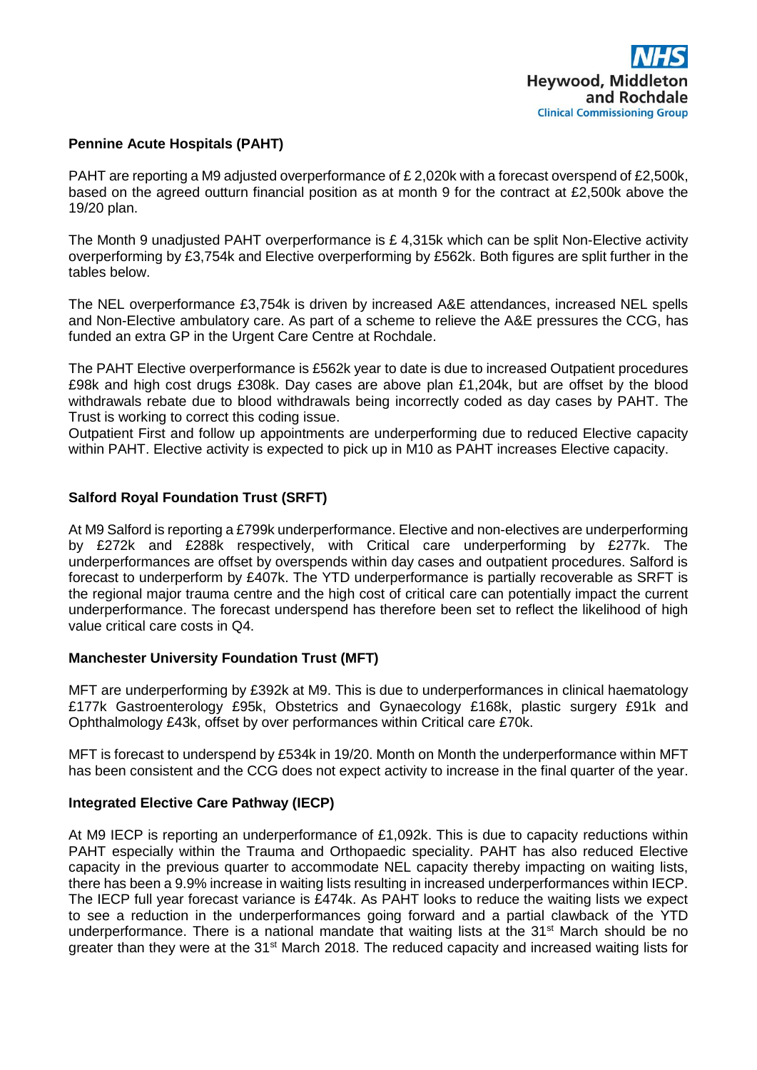### Pennine Acute Hospitals (PAHT)

PAHT are reporting a M9 adjusted overperformance of £ 2,020k with a forecast overspend of £2,500k, based on the agreed outturn financial position as at month 9 for the contract at £2,500k above the 19/20 plan.

The Month 9 unadjusted PAHT overperformance is £ 4,315k which can be split Non-Elective activity overperforming by £3,754k and Elective overperforming by £562k. Both figures are split further in the tables below.

The NEL overperformance £3,754k is driven by increased A&E attendances, increased NEL spells and Non-Elective ambulatory care. As part of a scheme to relieve the A&E pressures the CCG, has funded an extra GP in the Urgent Care Centre at Rochdale.

The PAHT Elective overperformance is £562k year to date is due to increased Outpatient procedures £98k and high cost drugs £308k. Day cases are above plan £1,204k, but are offset by the blood withdrawals rebate due to blood withdrawals being incorrectly coded as day cases by PAHT. The Trust is working to correct this coding issue.
Outpatient First and follow up appointments are underperforming due to reduced Elective capacity within PAHT. Elective activity is expected to pick up in M10 as PAHT increases Elective capacity.

### Salford Royal Foundation Trust (SRFT)

At M9 Salford is reporting a £799k underperformance. Elective and non-electives are underperforming by £272k and £288k respectively, with Critical care underperforming by £277k. The underperformances are offset by overspends within day cases and outpatient procedures. Salford is forecast to underperform by £407k. The YTD underperformance is partially recoverable as SRFT is the regional major trauma centre and the high cost of critical care can potentially impact the current underperformance. The forecast underspend has therefore been set to reflect the likelihood of high value critical care costs in Q4.

### Manchester University Foundation Trust (MFT)

MFT are underperforming by £392k at M9. This is due to underperformances in clinical haematology £177k Gastroenterology £95k, Obstetrics and Gynaecology £168k, plastic surgery £91k and Ophthalmology £43k, offset by over performances within Critical care £70k.

MFT is forecast to underspend by £534k in 19/20. Month on Month the underperformance within MFT has been consistent and the CCG does not expect activity to increase in the final quarter of the year.

### Integrated Elective Care Pathway (IECP)

At M9 IECP is reporting an underperformance of £1,092k. This is due to capacity reductions within PAHT especially within the Trauma and Orthopaedic speciality. PAHT has also reduced Elective capacity in the previous quarter to accommodate NEL capacity thereby impacting on waiting lists, there has been a 9.9% increase in waiting lists resulting in increased underperformances within IECP. The IECP full year forecast variance is £474k. As PAHT looks to reduce the waiting lists we expect to see a reduction in the underperformances going forward and a partial clawback of the YTD underperformance. There is a national mandate that waiting lists at the 31st March should be no greater than they were at the 31st March 2018. The reduced capacity and increased waiting lists for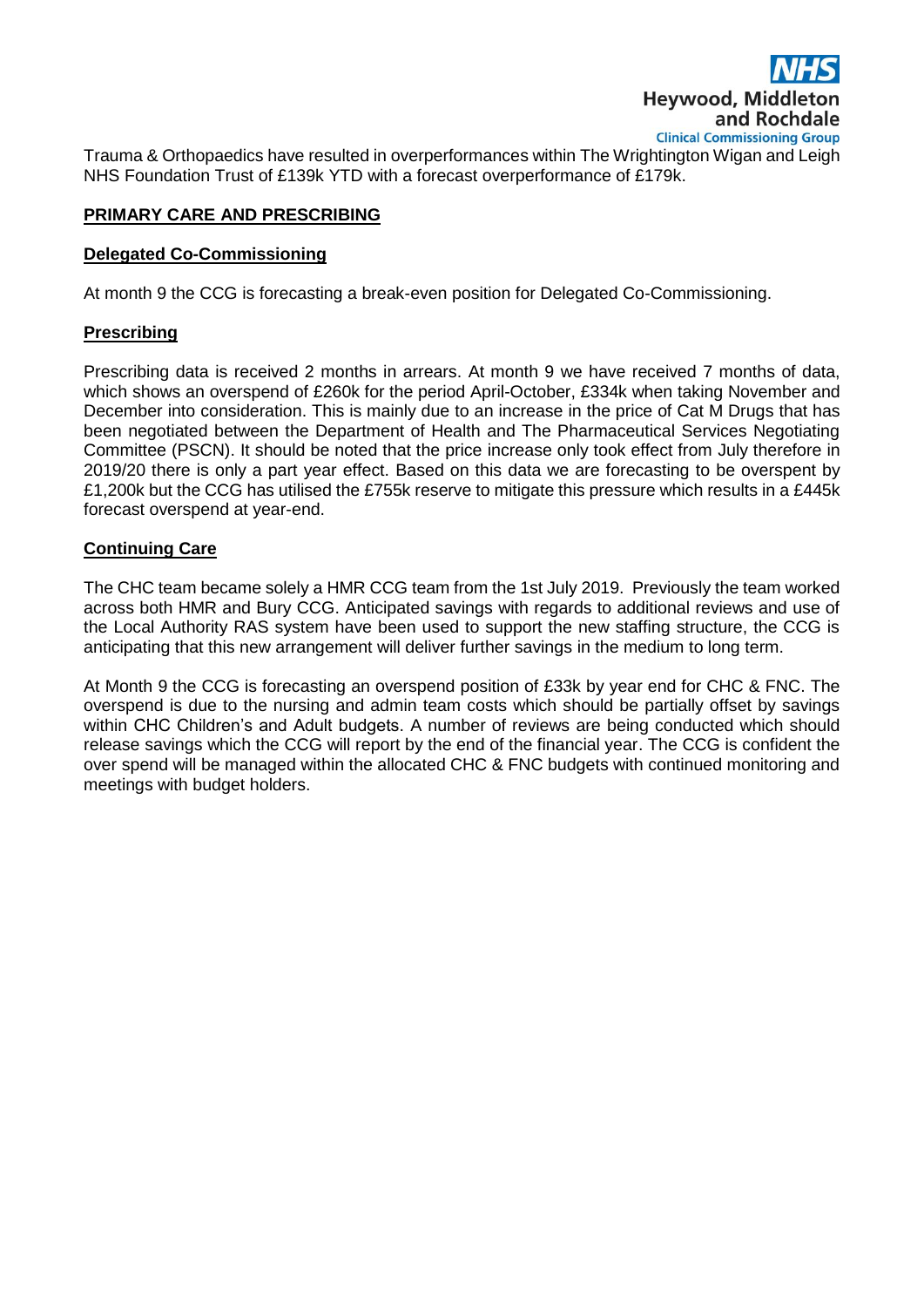Trauma & Orthopaedics have resulted in overperformances within The Wrightington Wigan and Leigh NHS Foundation Trust of £139k YTD with a forecast overperformance of £179k.

## PRIMARY CARE AND PRESCRIBING

### Delegated Co-Commissioning

At month 9 the CCG is forecasting a break-even position for Delegated Co-Commissioning.

### Prescribing

Prescribing data is received 2 months in arrears. At month 9 we have received 7 months of data, which shows an overspend of £260k for the period April-October, £334k when taking November and December into consideration. This is mainly due to an increase in the price of Cat M Drugs that has been negotiated between the Department of Health and The Pharmaceutical Services Negotiating Committee (PSCN). It should be noted that the price increase only took effect from July therefore in 2019/20 there is only a part year effect. Based on this data we are forecasting to be overspent by £1,200k but the CCG has utilised the £755k reserve to mitigate this pressure which results in a £445k forecast overspend at year-end.

### Continuing Care

The CHC team became solely a HMR CCG team from the 1st July 2019. Previously the team worked across both HMR and Bury CCG. Anticipated savings with regards to additional reviews and use of the Local Authority RAS system have been used to support the new staffing structure, the CCG is anticipating that this new arrangement will deliver further savings in the medium to long term.

At Month 9 the CCG is forecasting an overspend position of £33k by year end for CHC & FNC. The overspend is due to the nursing and admin team costs which should be partially offset by savings within CHC Children's and Adult budgets. A number of reviews are being conducted which should release savings which the CCG will report by the end of the financial year. The CCG is confident the over spend will be managed within the allocated CHC & FNC budgets with continued monitoring and meetings with budget holders.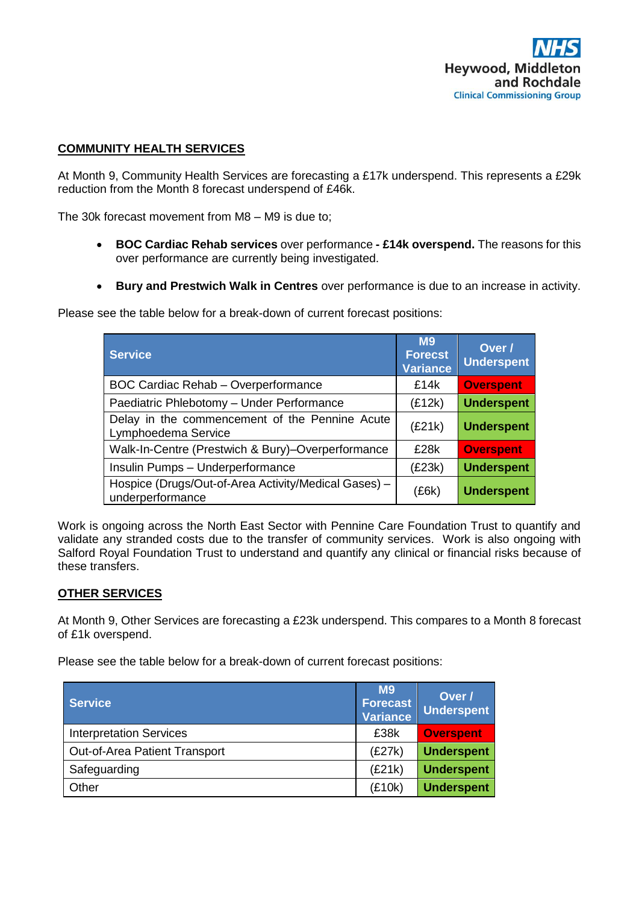## COMMUNITY HEALTH SERVICES

At Month 9, Community Health Services are forecasting a £17k underspend. This represents a £29k reduction from the Month 8 forecast underspend of £46k.

The 30k forecast movement from M8 – M9 is due to;

- **BOC Cardiac Rehab services** over performance **- £14k overspend.** The reasons for this over performance are currently being investigated.
- **Bury and Prestwich Walk in Centres** over performance is due to an increase in activity.

Please see the table below for a break-down of current forecast positions:

| Service | M9 Forecst Variance | Over / Underspent |
|---|---|---|
| BOC Cardiac Rehab – Overperformance | £14k | Overspent |
| Paediatric Phlebotomy – Under Performance | (£12k) | Underspent |
| Delay in the commencement of the Pennine Acute Lymphoedema Service | (£21k) | Underspent |
| Walk-In-Centre (Prestwich & Bury)–Overperformance | £28k | Overspent |
| Insulin Pumps – Underperformance | (£23k) | Underspent |
| Hospice (Drugs/Out-of-Area Activity/Medical Gases) – underperformance | (£6k) | Underspent |

Work is ongoing across the North East Sector with Pennine Care Foundation Trust to quantify and validate any stranded costs due to the transfer of community services. Work is also ongoing with Salford Royal Foundation Trust to understand and quantify any clinical or financial risks because of these transfers.

## OTHER SERVICES

At Month 9, Other Services are forecasting a £23k underspend. This compares to a Month 8 forecast of £1k overspend.

Please see the table below for a break-down of current forecast positions:

| Service | M9 Forecast Variance | Over / Underspent |
|---|---|---|
| Interpretation Services | £38k | Overspent |
| Out-of-Area Patient Transport | (£27k) | Underspent |
| Safeguarding | (£21k) | Underspent |
| Other | (£10k) | Underspent |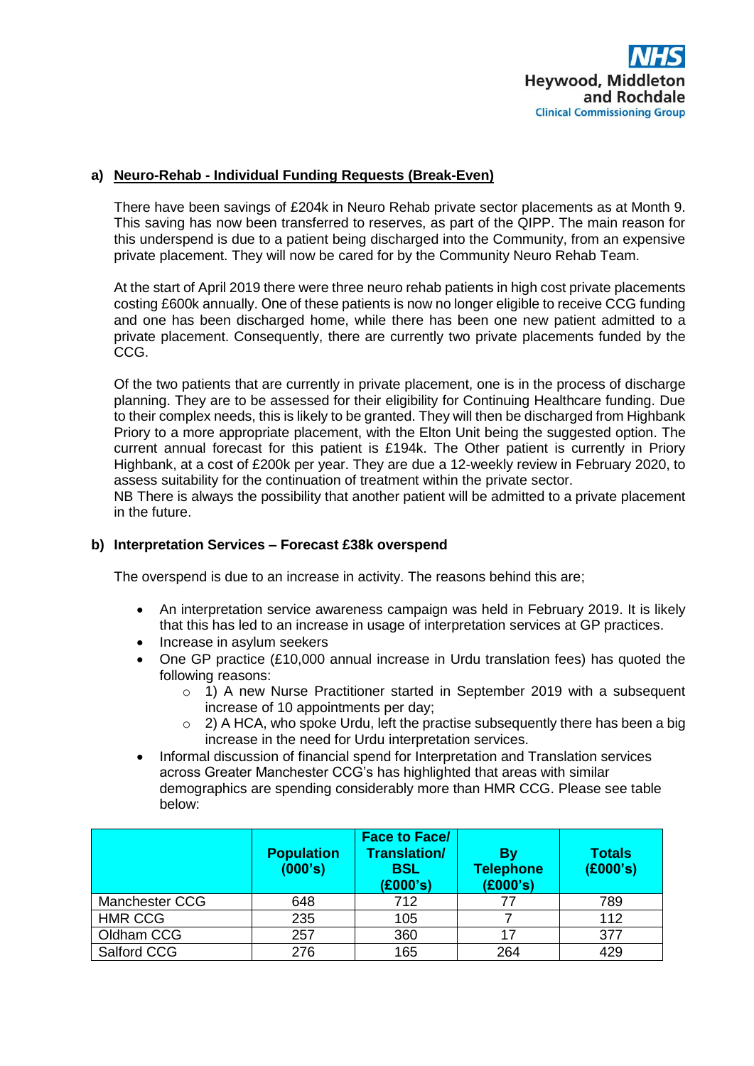**a) Neuro-Rehab - Individual Funding Requests (Break-Even)**

There have been savings of £204k in Neuro Rehab private sector placements as at Month 9. This saving has now been transferred to reserves, as part of the QIPP. The main reason for this underspend is due to a patient being discharged into the Community, from an expensive private placement. They will now be cared for by the Community Neuro Rehab Team.

At the start of April 2019 there were three neuro rehab patients in high cost private placements costing £600k annually. One of these patients is now no longer eligible to receive CCG funding and one has been discharged home, while there has been one new patient admitted to a private placement. Consequently, there are currently two private placements funded by the CCG.

Of the two patients that are currently in private placement, one is in the process of discharge planning. They are to be assessed for their eligibility for Continuing Healthcare funding. Due to their complex needs, this is likely to be granted. They will then be discharged from Highbank Priory to a more appropriate placement, with the Elton Unit being the suggested option. The current annual forecast for this patient is £194k. The Other patient is currently in Priory Highbank, at a cost of £200k per year. They are due a 12-weekly review in February 2020, to assess suitability for the continuation of treatment within the private sector.
NB There is always the possibility that another patient will be admitted to a private placement in the future.

**b) Interpretation Services – Forecast £38k overspend**

The overspend is due to an increase in activity. The reasons behind this are;

- An interpretation service awareness campaign was held in February 2019. It is likely that this has led to an increase in usage of interpretation services at GP practices.
- Increase in asylum seekers
- One GP practice (£10,000 annual increase in Urdu translation fees) has quoted the following reasons:
  - 1) A new Nurse Practitioner started in September 2019 with a subsequent increase of 10 appointments per day;
  - 2) A HCA, who spoke Urdu, left the practise subsequently there has been a big increase in the need for Urdu interpretation services.
- Informal discussion of financial spend for Interpretation and Translation services across Greater Manchester CCG's has highlighted that areas with similar demographics are spending considerably more than HMR CCG. Please see table below:

| | Population (000's) | Face to Face/ Translation/ BSL (£000's) | By Telephone (£000's) | Totals (£000's) |
|---|---|---|---|---|
| Manchester CCG | 648 | 712 | 77 | 789 |
| HMR CCG | 235 | 105 | 7 | 112 |
| Oldham CCG | 257 | 360 | 17 | 377 |
| Salford CCG | 276 | 165 | 264 | 429 |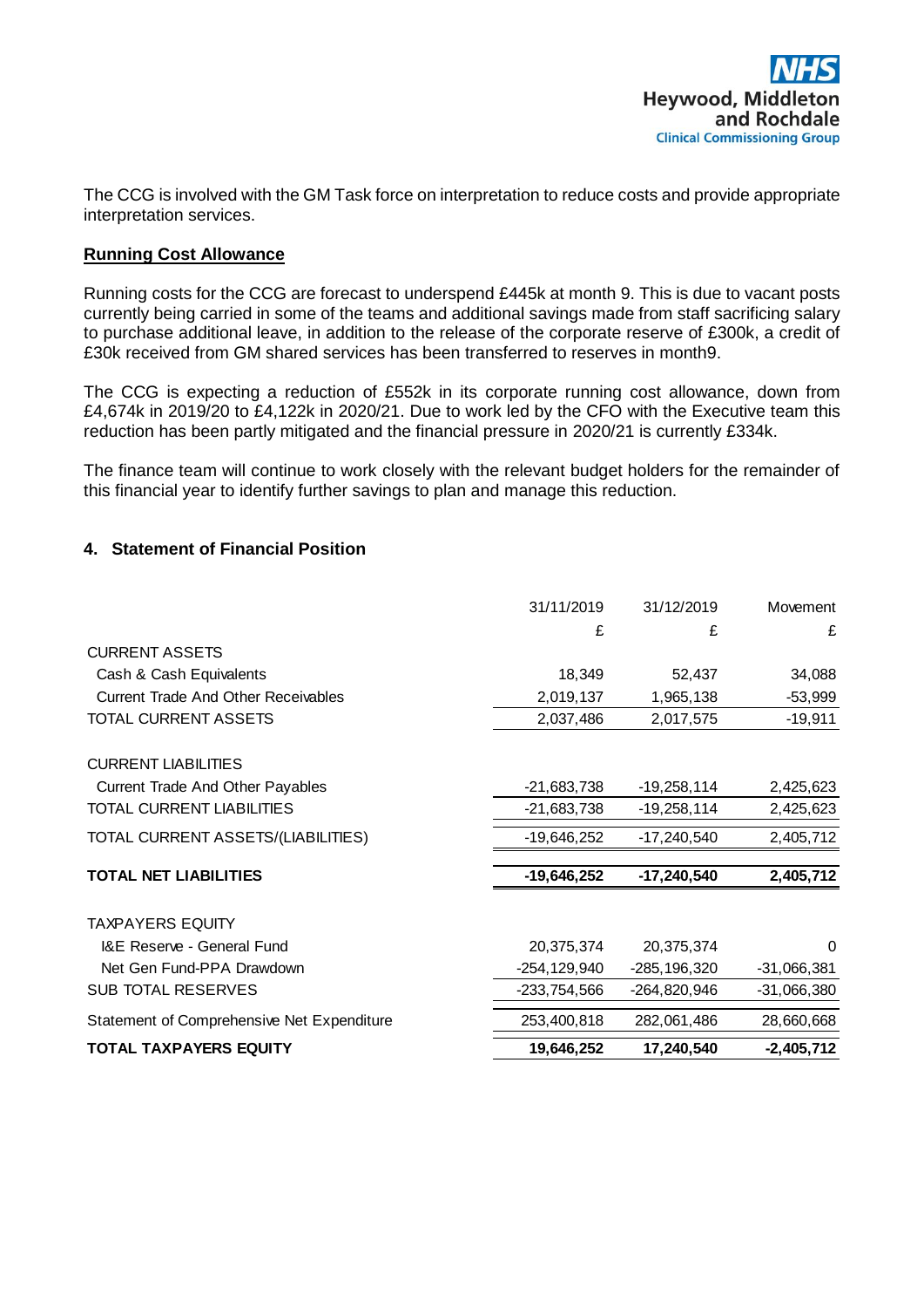The CCG is involved with the GM Task force on interpretation to reduce costs and provide appropriate interpretation services.

**Running Cost Allowance**

Running costs for the CCG are forecast to underspend £445k at month 9. This is due to vacant posts currently being carried in some of the teams and additional savings made from staff sacrificing salary to purchase additional leave, in addition to the release of the corporate reserve of £300k, a credit of £30k received from GM shared services has been transferred to reserves in month9.

The CCG is expecting a reduction of £552k in its corporate running cost allowance, down from £4,674k in 2019/20 to £4,122k in 2020/21. Due to work led by the CFO with the Executive team this reduction has been partly mitigated and the financial pressure in 2020/21 is currently £334k.

The finance team will continue to work closely with the relevant budget holders for the remainder of this financial year to identify further savings to plan and manage this reduction.

## 4. Statement of Financial Position

| | 31/11/2019 | 31/12/2019 | Movement |
|---|---|---|---|
| | £ | £ | £ |
| CURRENT ASSETS | | | |
| Cash & Cash Equivalents | 18,349 | 52,437 | 34,088 |
| Current Trade And Other Receivables | 2,019,137 | 1,965,138 | -53,999 |
| TOTAL CURRENT ASSETS | 2,037,486 | 2,017,575 | -19,911 |
| CURRENT LIABILITIES | | | |
| Current Trade And Other Payables | -21,683,738 | -19,258,114 | 2,425,623 |
| TOTAL CURRENT LIABILITIES | -21,683,738 | -19,258,114 | 2,425,623 |
| TOTAL CURRENT ASSETS/(LIABILITIES) | -19,646,252 | -17,240,540 | 2,405,712 |
| **TOTAL NET LIABILITIES** | **-19,646,252** | **-17,240,540** | **2,405,712** |
| TAXPAYERS EQUITY | | | |
| I&E Reserve - General Fund | 20,375,374 | 20,375,374 | 0 |
| Net Gen Fund-PPA Drawdown | -254,129,940 | -285,196,320 | -31,066,381 |
| SUB TOTAL RESERVES | -233,754,566 | -264,820,946 | -31,066,380 |
| Statement of Comprehensive Net Expenditure | 253,400,818 | 282,061,486 | 28,660,668 |
| **TOTAL TAXPAYERS EQUITY** | **19,646,252** | **17,240,540** | **-2,405,712** |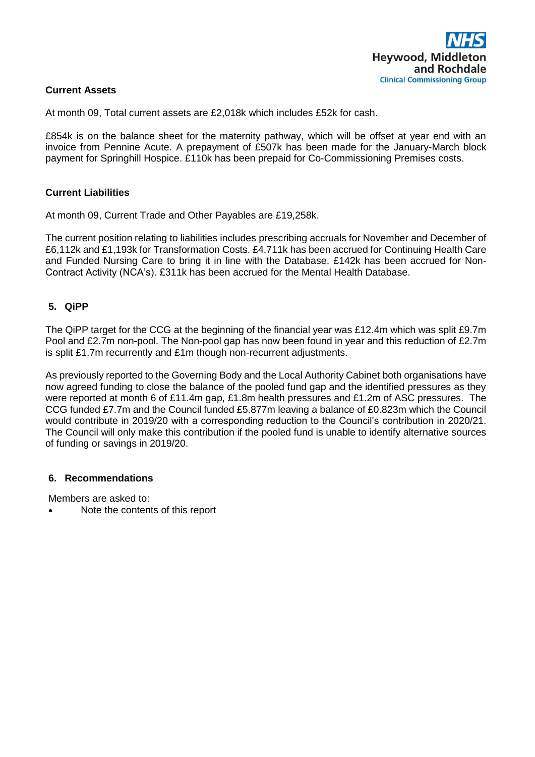**Current Assets**

At month 09, Total current assets are £2,018k which includes £52k for cash.

£854k is on the balance sheet for the maternity pathway, which will be offset at year end with an invoice from Pennine Acute. A prepayment of £507k has been made for the January-March block payment for Springhill Hospice. £110k has been prepaid for Co-Commissioning Premises costs.

**Current Liabilities**

At month 09, Current Trade and Other Payables are £19,258k.

The current position relating to liabilities includes prescribing accruals for November and December of £6,112k and £1,193k for Transformation Costs. £4,711k has been accrued for Continuing Health Care and Funded Nursing Care to bring it in line with the Database. £142k has been accrued for Non-Contract Activity (NCA's). £311k has been accrued for the Mental Health Database.

## 5. QiPP

The QiPP target for the CCG at the beginning of the financial year was £12.4m which was split £9.7m Pool and £2.7m non-pool. The Non-pool gap has now been found in year and this reduction of £2.7m is split £1.7m recurrently and £1m though non-recurrent adjustments.

As previously reported to the Governing Body and the Local Authority Cabinet both organisations have now agreed funding to close the balance of the pooled fund gap and the identified pressures as they were reported at month 6 of £11.4m gap, £1.8m health pressures and £1.2m of ASC pressures. The CCG funded £7.7m and the Council funded £5.877m leaving a balance of £0.823m which the Council would contribute in 2019/20 with a corresponding reduction to the Council's contribution in 2020/21. The Council will only make this contribution if the pooled fund is unable to identify alternative sources of funding or savings in 2019/20.

## 6. Recommendations

Members are asked to:

- Note the contents of this report